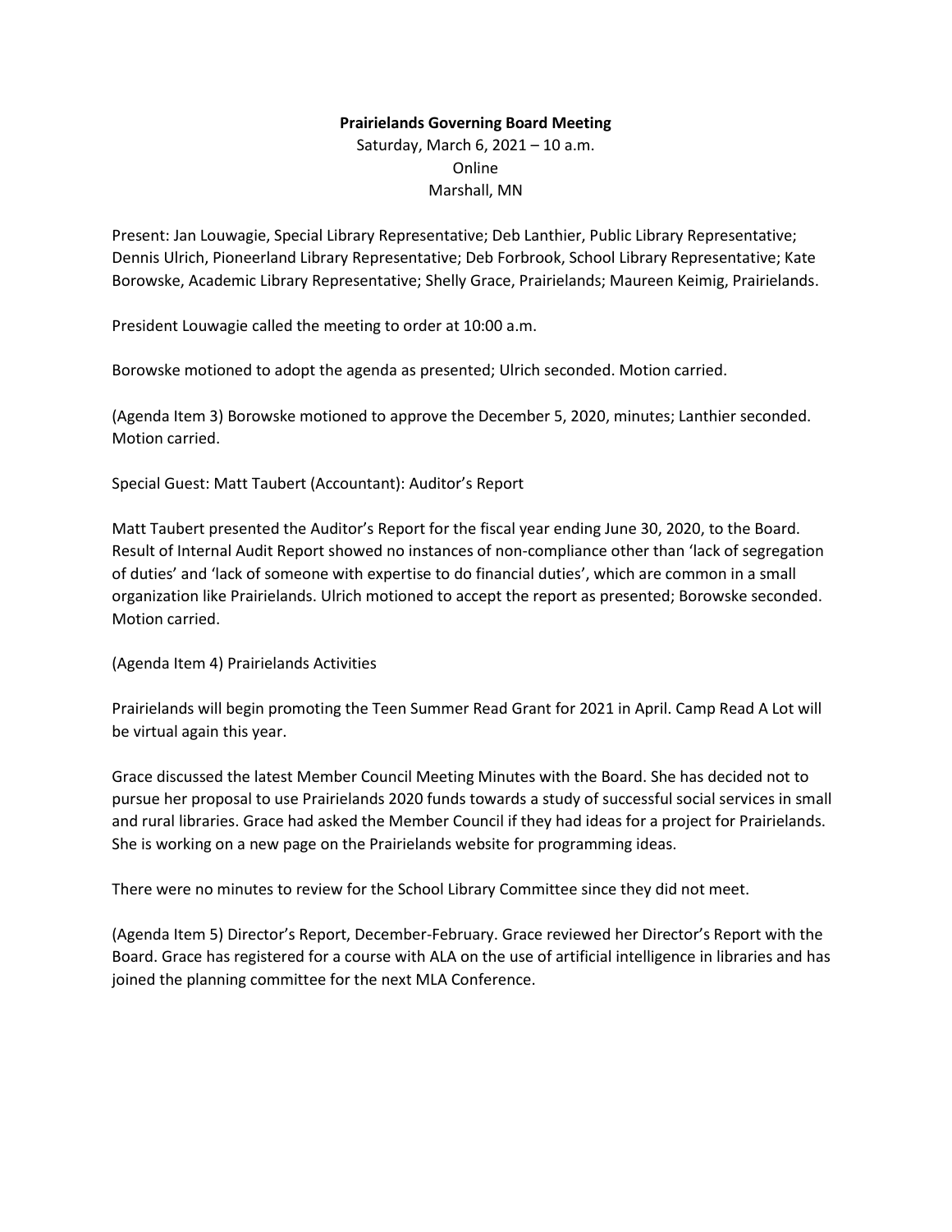**Prairielands Governing Board Meeting**

Saturday, March 6, 2021 – 10 a.m.
Online
Marshall, MN

Present: Jan Louwagie, Special Library Representative; Deb Lanthier, Public Library Representative; Dennis Ulrich, Pioneerland Library Representative; Deb Forbrook, School Library Representative; Kate Borowske, Academic Library Representative; Shelly Grace, Prairielands; Maureen Keimig, Prairielands.

President Louwagie called the meeting to order at 10:00 a.m.

Borowske motioned to adopt the agenda as presented; Ulrich seconded. Motion carried.

(Agenda Item 3) Borowske motioned to approve the December 5, 2020, minutes; Lanthier seconded. Motion carried.

Special Guest: Matt Taubert (Accountant): Auditor's Report

Matt Taubert presented the Auditor's Report for the fiscal year ending June 30, 2020, to the Board. Result of Internal Audit Report showed no instances of non-compliance other than 'lack of segregation of duties' and 'lack of someone with expertise to do financial duties', which are common in a small organization like Prairielands. Ulrich motioned to accept the report as presented; Borowske seconded. Motion carried.

(Agenda Item 4) Prairielands Activities

Prairielands will begin promoting the Teen Summer Read Grant for 2021 in April. Camp Read A Lot will be virtual again this year.

Grace discussed the latest Member Council Meeting Minutes with the Board. She has decided not to pursue her proposal to use Prairielands 2020 funds towards a study of successful social services in small and rural libraries. Grace had asked the Member Council if they had ideas for a project for Prairielands. She is working on a new page on the Prairielands website for programming ideas.

There were no minutes to review for the School Library Committee since they did not meet.

(Agenda Item 5) Director's Report, December-February. Grace reviewed her Director's Report with the Board. Grace has registered for a course with ALA on the use of artificial intelligence in libraries and has joined the planning committee for the next MLA Conference.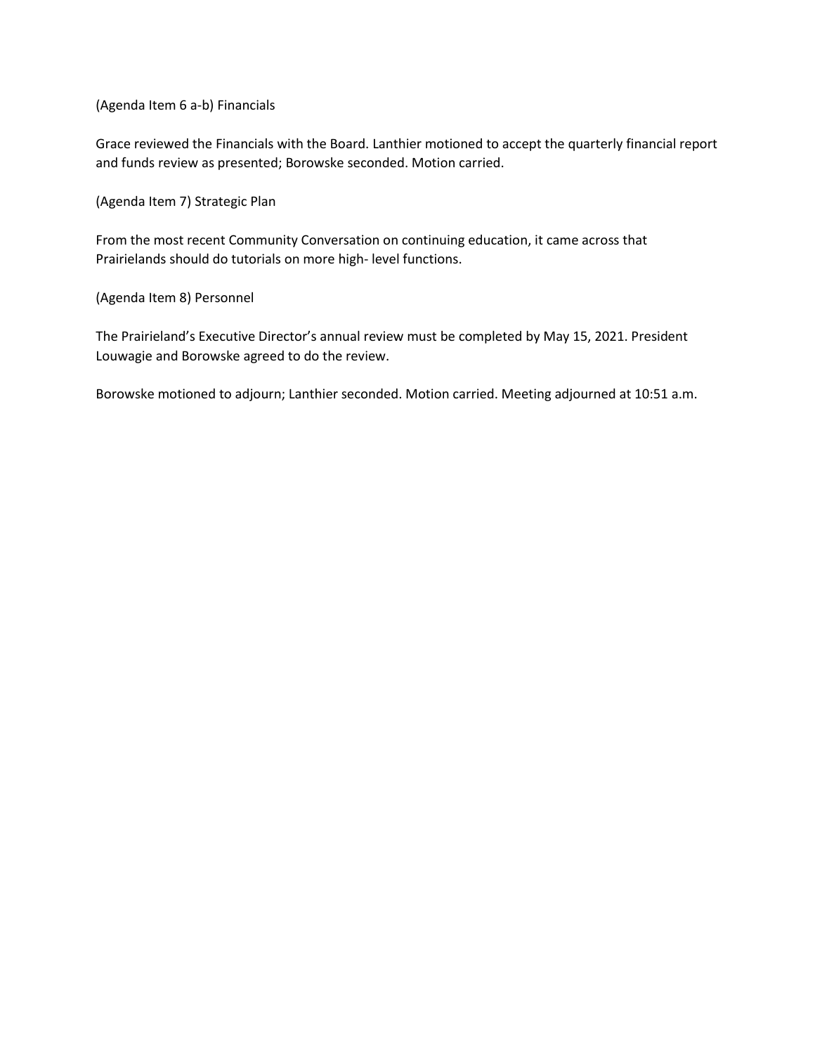(Agenda Item 6 a-b) Financials

Grace reviewed the Financials with the Board. Lanthier motioned to accept the quarterly financial report and funds review as presented; Borowske seconded. Motion carried.

(Agenda Item 7) Strategic Plan

From the most recent Community Conversation on continuing education, it came across that Prairielands should do tutorials on more high- level functions.

(Agenda Item 8) Personnel

The Prairieland's Executive Director's annual review must be completed by May 15, 2021. President Louwagie and Borowske agreed to do the review.

Borowske motioned to adjourn; Lanthier seconded. Motion carried. Meeting adjourned at 10:51 a.m.